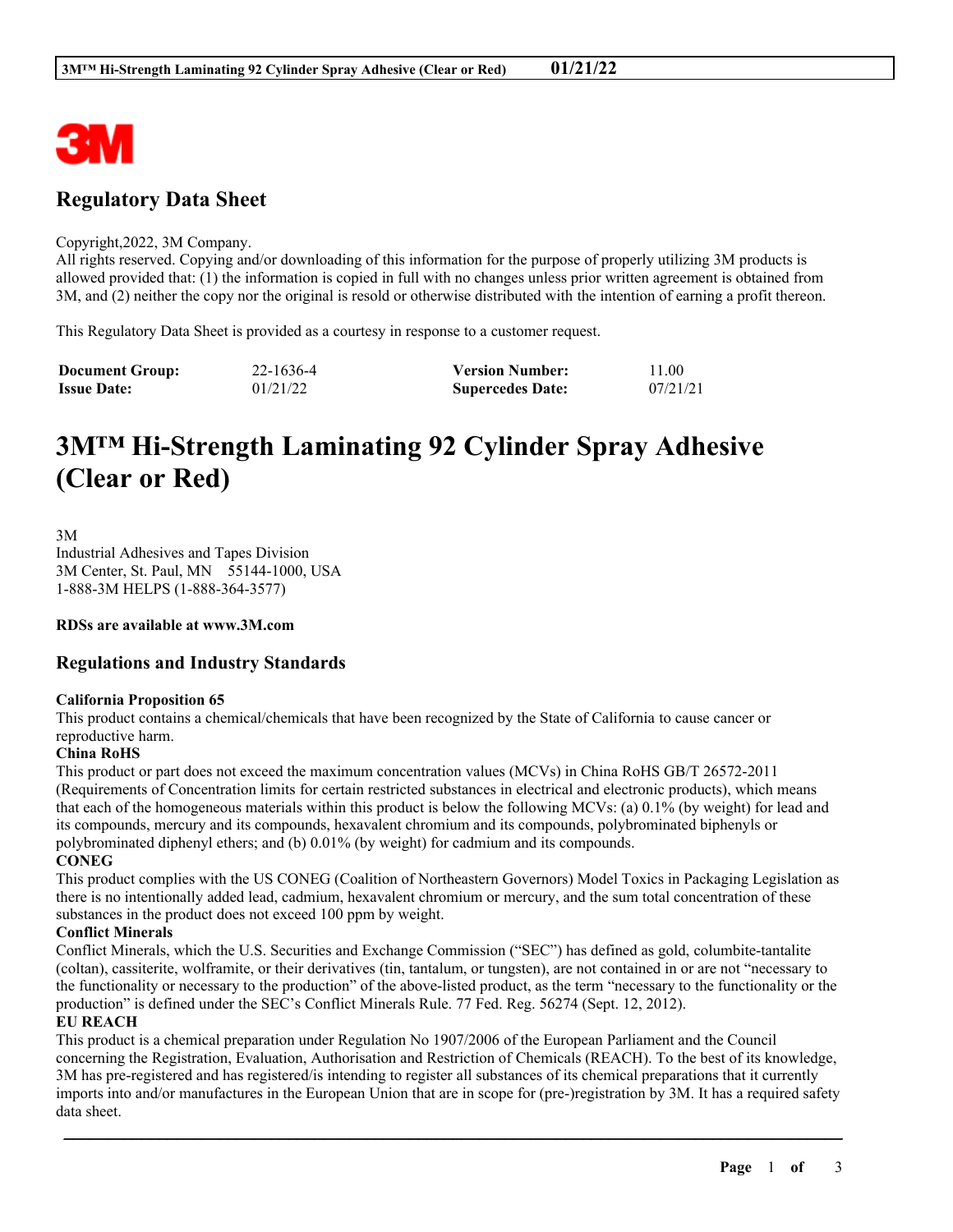## Regulatory Data Sheet

Copyright,2022, 3M Company.
All rights reserved. Copying and/or downloading of this information for the purpose of properly utilizing 3M products is allowed provided that: (1) the information is copied in full with no changes unless prior written agreement is obtained from 3M, and (2) neither the copy nor the original is resold or otherwise distributed with the intention of earning a profit thereon.

This Regulatory Data Sheet is provided as a courtesy in response to a customer request.

| | | | |
|---|---|---|---|
| **Document Group:** | 22-1636-4 | **Version Number:** | 11.00 |
| **Issue Date:** | 01/21/22 | **Supercedes Date:** | 07/21/21 |

# 3M™ Hi-Strength Laminating 92 Cylinder Spray Adhesive (Clear or Red)

3M
Industrial Adhesives and Tapes Division
3M Center, St. Paul, MN 55144-1000, USA
1-888-3M HELPS (1-888-364-3577)

**RDSs are available at www.3M.com**

## Regulations and Industry Standards

**California Proposition 65**
This product contains a chemical/chemicals that have been recognized by the State of California to cause cancer or reproductive harm.

**China RoHS**
This product or part does not exceed the maximum concentration values (MCVs) in China RoHS GB/T 26572-2011 (Requirements of Concentration limits for certain restricted substances in electrical and electronic products), which means that each of the homogeneous materials within this product is below the following MCVs: (a) 0.1% (by weight) for lead and its compounds, mercury and its compounds, hexavalent chromium and its compounds, polybrominated biphenyls or polybrominated diphenyl ethers; and (b) 0.01% (by weight) for cadmium and its compounds.

**CONEG**
This product complies with the US CONEG (Coalition of Northeastern Governors) Model Toxics in Packaging Legislation as there is no intentionally added lead, cadmium, hexavalent chromium or mercury, and the sum total concentration of these substances in the product does not exceed 100 ppm by weight.

**Conflict Minerals**
Conflict Minerals, which the U.S. Securities and Exchange Commission ("SEC") has defined as gold, columbite-tantalite (coltan), cassiterite, wolframite, or their derivatives (tin, tantalum, or tungsten), are not contained in or are not "necessary to the functionality or necessary to the production" of the above-listed product, as the term "necessary to the functionality or the production" is defined under the SEC's Conflict Minerals Rule. 77 Fed. Reg. 56274 (Sept. 12, 2012).

**EU REACH**
This product is a chemical preparation under Regulation No 1907/2006 of the European Parliament and the Council concerning the Registration, Evaluation, Authorisation and Restriction of Chemicals (REACH). To the best of its knowledge, 3M has pre-registered and has registered/is intending to register all substances of its chemical preparations that it currently imports into and/or manufactures in the European Union that are in scope for (pre-)registration by 3M. It has a required safety data sheet.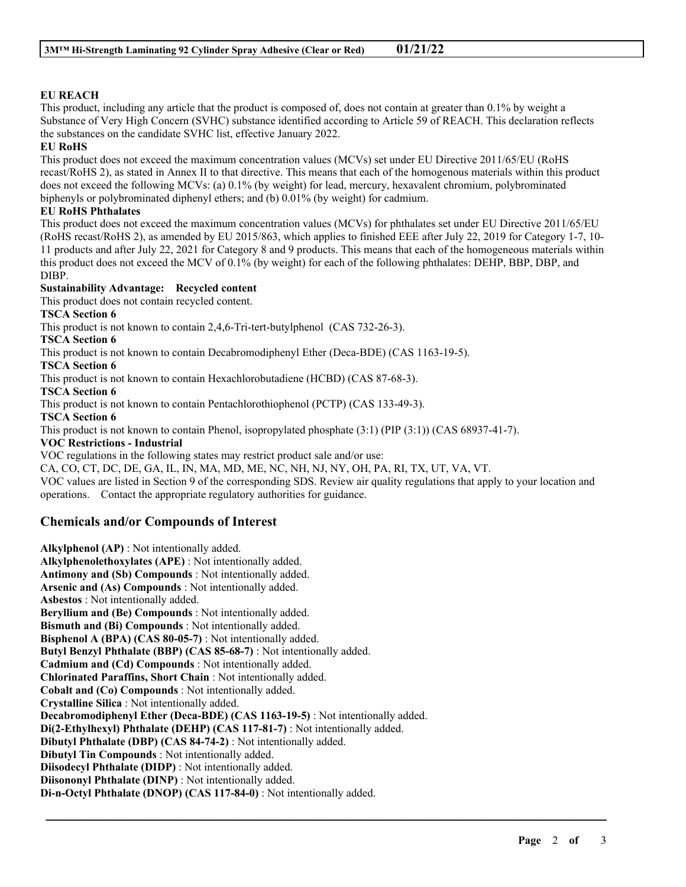**EU REACH**

This product, including any article that the product is composed of, does not contain at greater than 0.1% by weight a Substance of Very High Concern (SVHC) substance identified according to Article 59 of REACH. This declaration reflects the substances on the candidate SVHC list, effective January 2022.

**EU RoHS**

This product does not exceed the maximum concentration values (MCVs) set under EU Directive 2011/65/EU (RoHS recast/RoHS 2), as stated in Annex II to that directive. This means that each of the homogenous materials within this product does not exceed the following MCVs: (a) 0.1% (by weight) for lead, mercury, hexavalent chromium, polybrominated biphenyls or polybrominated diphenyl ethers; and (b) 0.01% (by weight) for cadmium.

**EU RoHS Phthalates**

This product does not exceed the maximum concentration values (MCVs) for phthalates set under EU Directive 2011/65/EU (RoHS recast/RoHS 2), as amended by EU 2015/863, which applies to finished EEE after July 22, 2019 for Category 1-7, 10-11 products and after July 22, 2021 for Category 8 and 9 products. This means that each of the homogeneous materials within this product does not exceed the MCV of 0.1% (by weight) for each of the following phthalates: DEHP, BBP, DBP, and DIBP.

**Sustainability Advantage: Recycled content**

This product does not contain recycled content.

**TSCA Section 6**

This product is not known to contain 2,4,6-Tri-tert-butylphenol (CAS 732-26-3).

**TSCA Section 6**

This product is not known to contain Decabromodiphenyl Ether (Deca-BDE) (CAS 1163-19-5).

**TSCA Section 6**

This product is not known to contain Hexachlorobutadiene (HCBD) (CAS 87-68-3).

**TSCA Section 6**

This product is not known to contain Pentachlorothiophenol (PCTP) (CAS 133-49-3).

**TSCA Section 6**

This product is not known to contain Phenol, isopropylated phosphate (3:1) (PIP (3:1)) (CAS 68937-41-7).

**VOC Restrictions - Industrial**

VOC regulations in the following states may restrict product sale and/or use:

CA, CO, CT, DC, DE, GA, IL, IN, MA, MD, ME, NC, NH, NJ, NY, OH, PA, RI, TX, UT, VA, VT.

VOC values are listed in Section 9 of the corresponding SDS. Review air quality regulations that apply to your location and operations. Contact the appropriate regulatory authorities for guidance.

## Chemicals and/or Compounds of Interest

**Alkylphenol (AP)** : Not intentionally added.
**Alkylphenolethoxylates (APE)** : Not intentionally added.
**Antimony and (Sb) Compounds** : Not intentionally added.
**Arsenic and (As) Compounds** : Not intentionally added.
**Asbestos** : Not intentionally added.
**Beryllium and (Be) Compounds** : Not intentionally added.
**Bismuth and (Bi) Compounds** : Not intentionally added.
**Bisphenol A (BPA) (CAS 80-05-7)** : Not intentionally added.
**Butyl Benzyl Phthalate (BBP) (CAS 85-68-7)** : Not intentionally added.
**Cadmium and (Cd) Compounds** : Not intentionally added.
**Chlorinated Paraffins, Short Chain** : Not intentionally added.
**Cobalt and (Co) Compounds** : Not intentionally added.
**Crystalline Silica** : Not intentionally added.
**Decabromodiphenyl Ether (Deca-BDE) (CAS 1163-19-5)** : Not intentionally added.
**Di(2-Ethylhexyl) Phthalate (DEHP) (CAS 117-81-7)** : Not intentionally added.
**Dibutyl Phthalate (DBP) (CAS 84-74-2)** : Not intentionally added.
**Dibutyl Tin Compounds** : Not intentionally added.
**Diisodecyl Phthalate (DIDP)** : Not intentionally added.
**Diisononyl Phthalate (DINP)** : Not intentionally added.
**Di-n-Octyl Phthalate (DNOP) (CAS 117-84-0)** : Not intentionally added.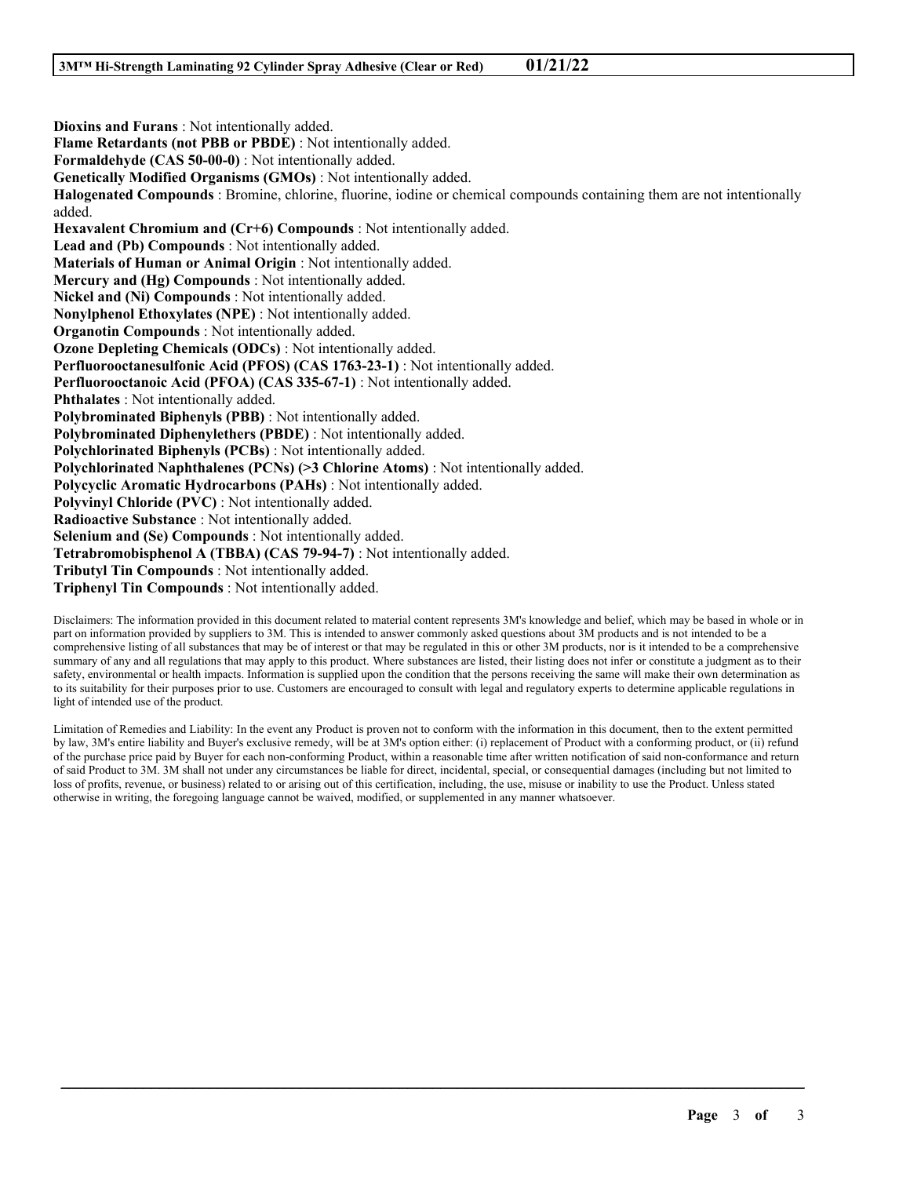**Dioxins and Furans** : Not intentionally added.
**Flame Retardants (not PBB or PBDE)** : Not intentionally added.
**Formaldehyde (CAS 50-00-0)** : Not intentionally added.
**Genetically Modified Organisms (GMOs)** : Not intentionally added.
**Halogenated Compounds** : Bromine, chlorine, fluorine, iodine or chemical compounds containing them are not intentionally added.
**Hexavalent Chromium and (Cr+6) Compounds** : Not intentionally added.
**Lead and (Pb) Compounds** : Not intentionally added.
**Materials of Human or Animal Origin** : Not intentionally added.
**Mercury and (Hg) Compounds** : Not intentionally added.
**Nickel and (Ni) Compounds** : Not intentionally added.
**Nonylphenol Ethoxylates (NPE)** : Not intentionally added.
**Organotin Compounds** : Not intentionally added.
**Ozone Depleting Chemicals (ODCs)** : Not intentionally added.
**Perfluorooctanesulfonic Acid (PFOS) (CAS 1763-23-1)** : Not intentionally added.
**Perfluorooctanoic Acid (PFOA) (CAS 335-67-1)** : Not intentionally added.
**Phthalates** : Not intentionally added.
**Polybrominated Biphenyls (PBB)** : Not intentionally added.
**Polybrominated Diphenylethers (PBDE)** : Not intentionally added.
**Polychlorinated Biphenyls (PCBs)** : Not intentionally added.
**Polychlorinated Naphthalenes (PCNs) (>3 Chlorine Atoms)** : Not intentionally added.
**Polycyclic Aromatic Hydrocarbons (PAHs)** : Not intentionally added.
**Polyvinyl Chloride (PVC)** : Not intentionally added.
**Radioactive Substance** : Not intentionally added.
**Selenium and (Se) Compounds** : Not intentionally added.
**Tetrabromobisphenol A (TBBA) (CAS 79-94-7)** : Not intentionally added.
**Tributyl Tin Compounds** : Not intentionally added.
**Triphenyl Tin Compounds** : Not intentionally added.

Disclaimers: The information provided in this document related to material content represents 3M's knowledge and belief, which may be based in whole or in part on information provided by suppliers to 3M. This is intended to answer commonly asked questions about 3M products and is not intended to be a comprehensive listing of all substances that may be of interest or that may be regulated in this or other 3M products, nor is it intended to be a comprehensive summary of any and all regulations that may apply to this product. Where substances are listed, their listing does not infer or constitute a judgment as to their safety, environmental or health impacts. Information is supplied upon the condition that the persons receiving the same will make their own determination as to its suitability for their purposes prior to use. Customers are encouraged to consult with legal and regulatory experts to determine applicable regulations in light of intended use of the product.

Limitation of Remedies and Liability: In the event any Product is proven not to conform with the information in this document, then to the extent permitted by law, 3M's entire liability and Buyer's exclusive remedy, will be at 3M's option either: (i) replacement of Product with a conforming product, or (ii) refund of the purchase price paid by Buyer for each non-conforming Product, within a reasonable time after written notification of said non-conformance and return of said Product to 3M. 3M shall not under any circumstances be liable for direct, incidental, special, or consequential damages (including but not limited to loss of profits, revenue, or business) related to or arising out of this certification, including, the use, misuse or inability to use the Product. Unless stated otherwise in writing, the foregoing language cannot be waived, modified, or supplemented in any manner whatsoever.